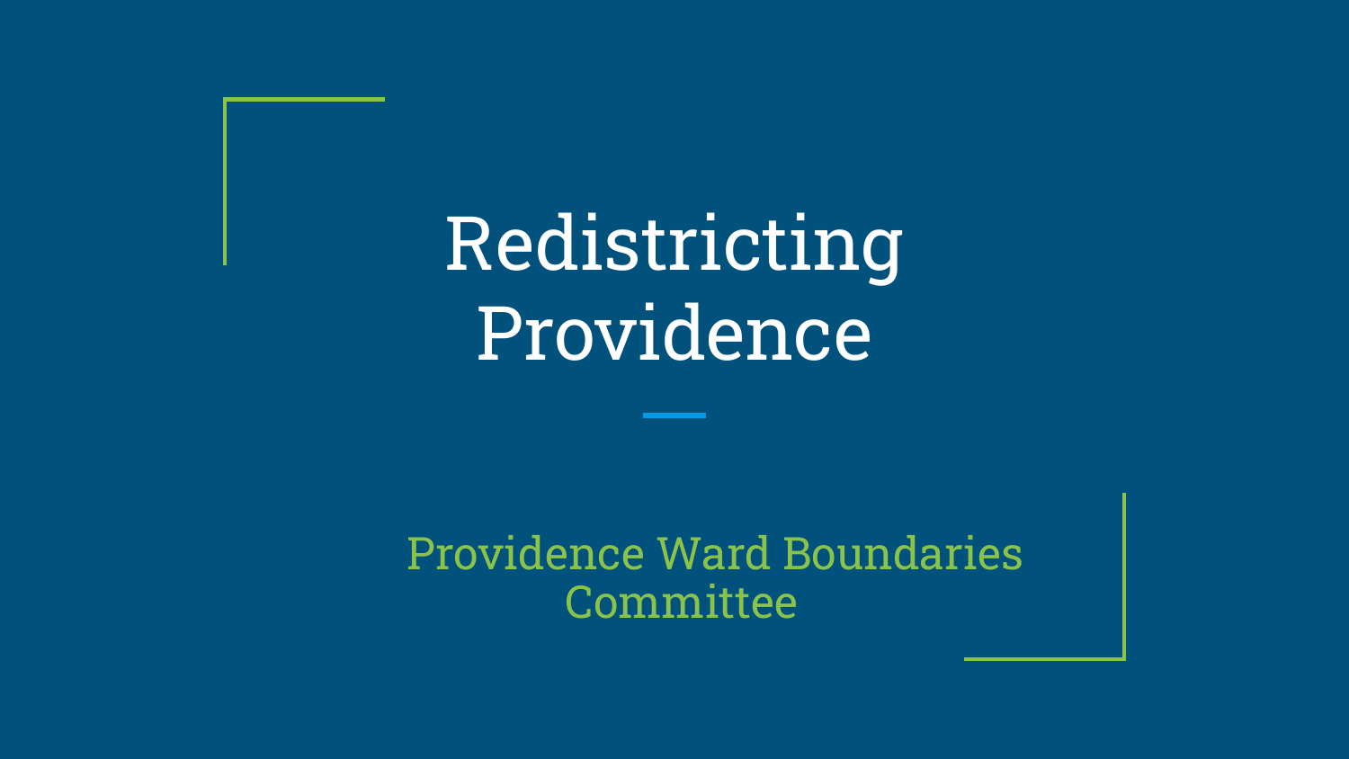# Redistricting Providence

Providence Ward Boundaries Committee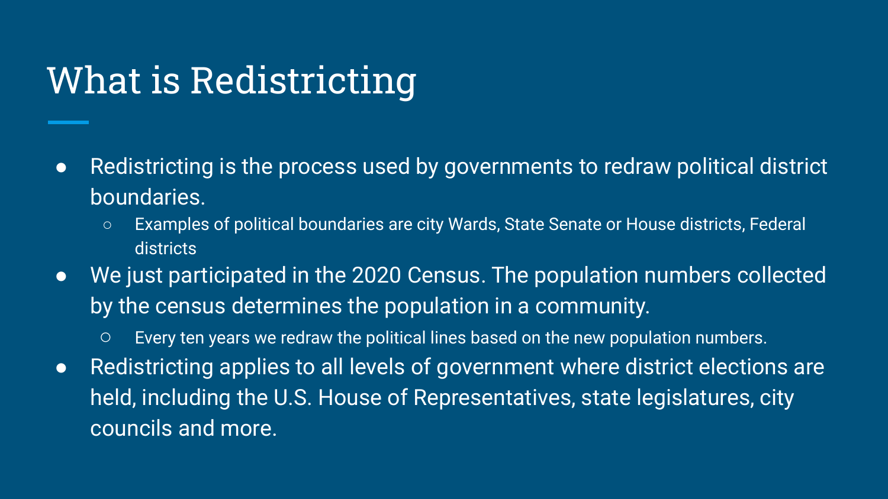# What is Redistricting

- Redistricting is the process used by governments to redraw political district boundaries.
  - Examples of political boundaries are city Wards, State Senate or House districts, Federal districts
- We just participated in the 2020 Census. The population numbers collected by the census determines the population in a community.
  - Every ten years we redraw the political lines based on the new population numbers.
- Redistricting applies to all levels of government where district elections are held, including the U.S. House of Representatives, state legislatures, city councils and more.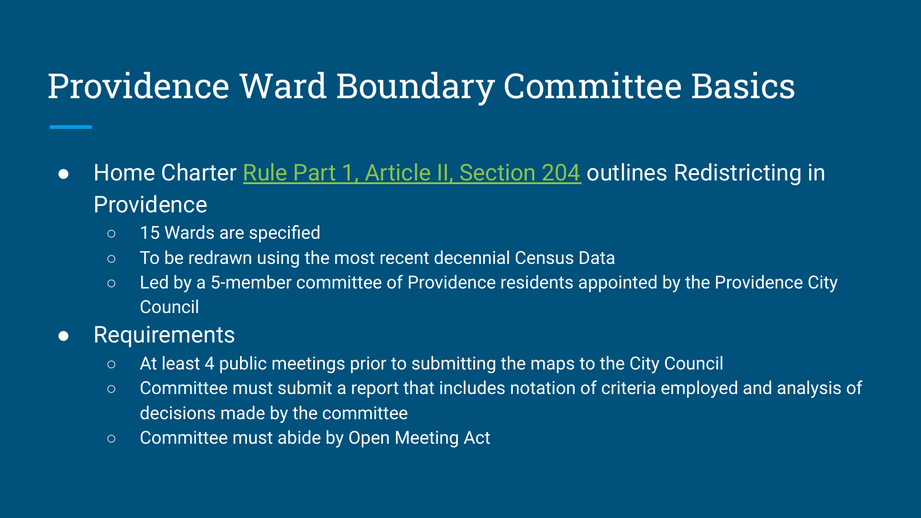# Providence Ward Boundary Committee Basics

- Home Charter Rule Part 1, Article II, Section 204 outlines Redistricting in Providence
  - 15 Wards are specified
  - To be redrawn using the most recent decennial Census Data
  - Led by a 5-member committee of Providence residents appointed by the Providence City Council
- Requirements
  - At least 4 public meetings prior to submitting the maps to the City Council
  - Committee must submit a report that includes notation of criteria employed and analysis of decisions made by the committee
  - Committee must abide by Open Meeting Act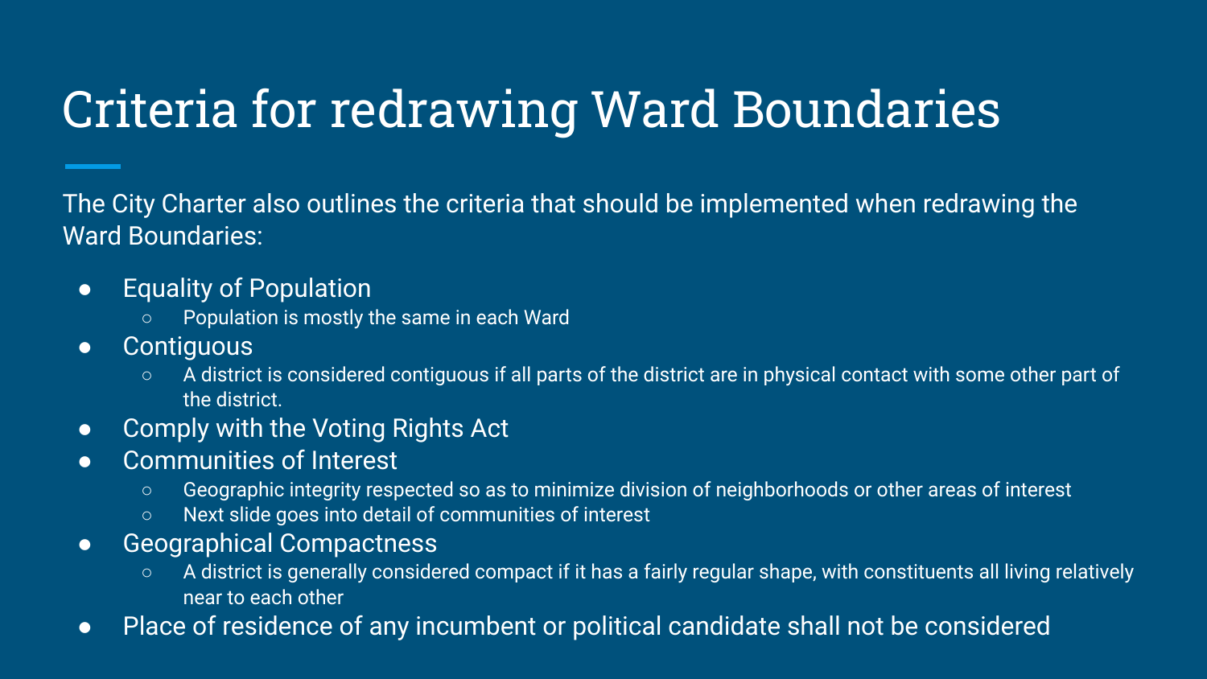# Criteria for redrawing Ward Boundaries

The City Charter also outlines the criteria that should be implemented when redrawing the Ward Boundaries:

- Equality of Population
  - Population is mostly the same in each Ward
- Contiguous
  - A district is considered contiguous if all parts of the district are in physical contact with some other part of the district.
- Comply with the Voting Rights Act
- Communities of Interest
  - Geographic integrity respected so as to minimize division of neighborhoods or other areas of interest
  - Next slide goes into detail of communities of interest
- Geographical Compactness
  - A district is generally considered compact if it has a fairly regular shape, with constituents all living relatively near to each other
- Place of residence of any incumbent or political candidate shall not be considered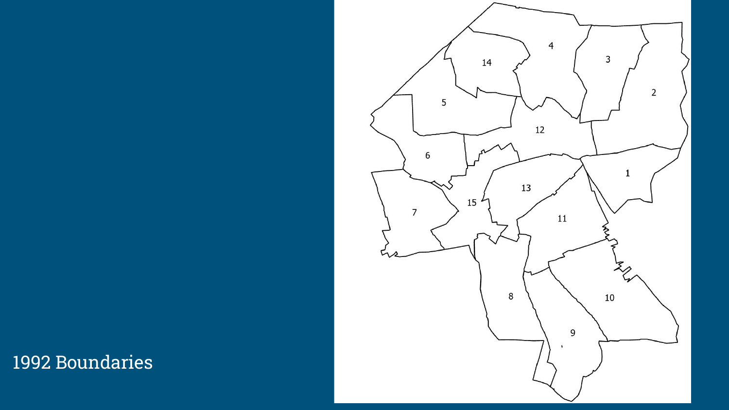1992 Boundaries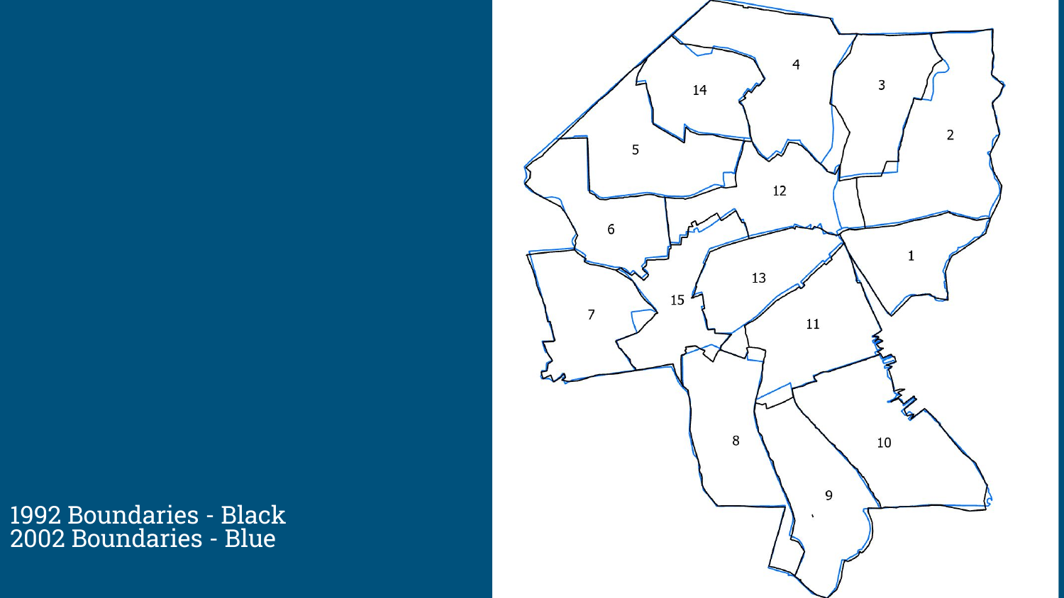1992 Boundaries - Black
2002 Boundaries - Blue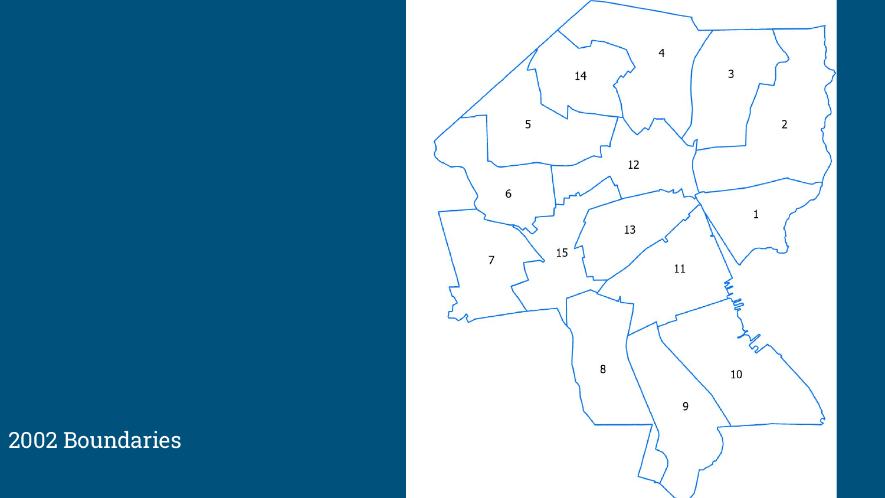# 2002 Boundaries

4

14

3

5

2

12

6

1

13

15

7

11

8

10

9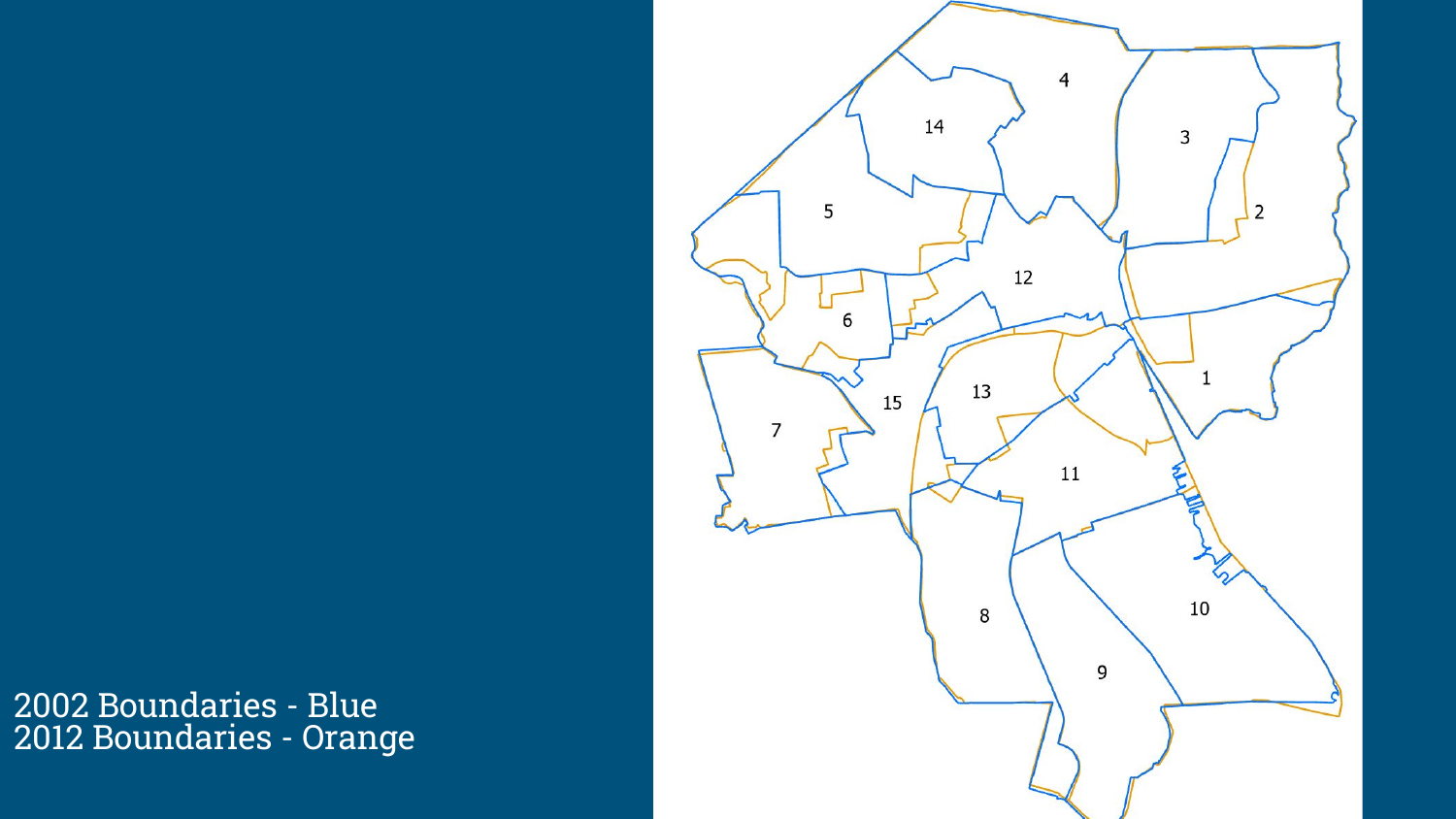2002 Boundaries - Blue
2012 Boundaries - Orange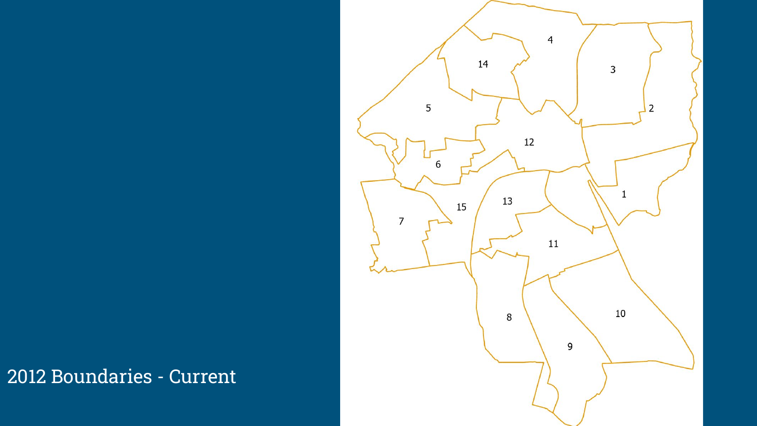2012 Boundaries - Current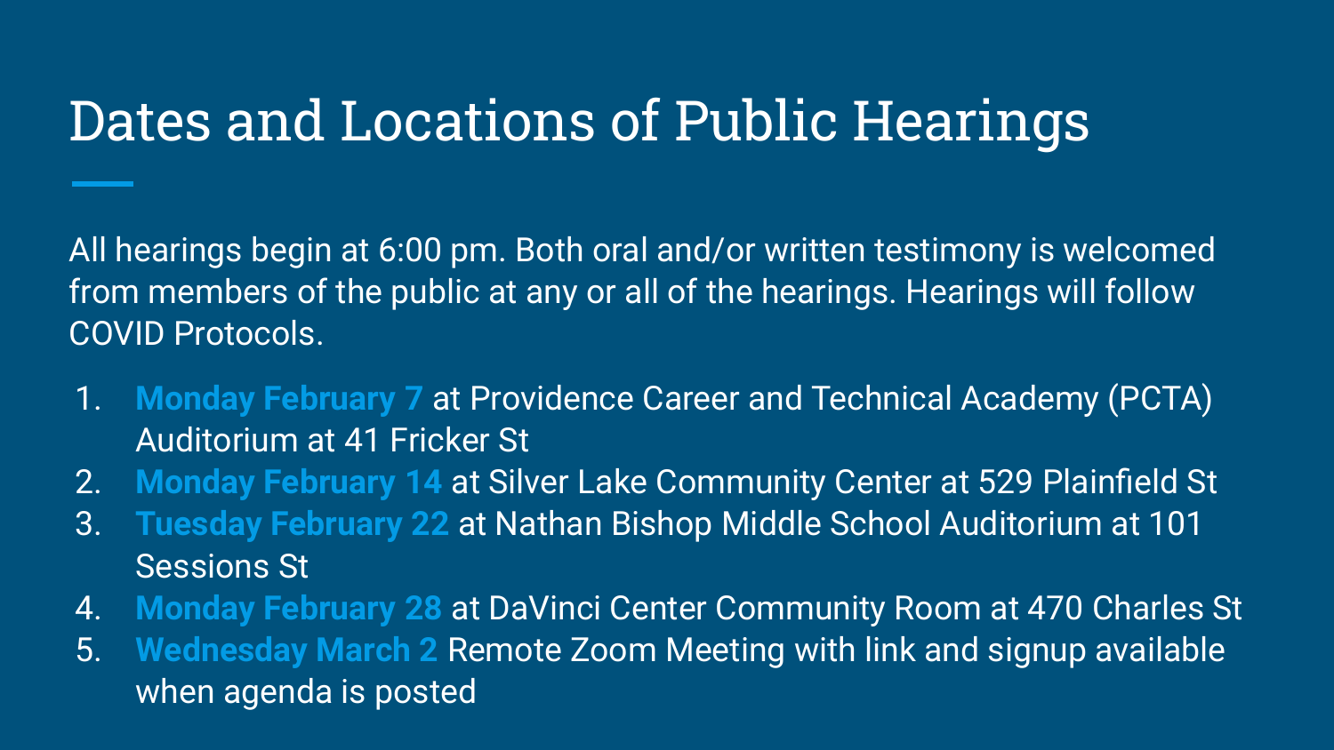# Dates and Locations of Public Hearings

All hearings begin at 6:00 pm. Both oral and/or written testimony is welcomed from members of the public at any or all of the hearings. Hearings will follow COVID Protocols.

1. **Monday February 7** at Providence Career and Technical Academy (PCTA) Auditorium at 41 Fricker St
2. **Monday February 14** at Silver Lake Community Center at 529 Plainfield St
3. **Tuesday February 22** at Nathan Bishop Middle School Auditorium at 101 Sessions St
4. **Monday February 28** at DaVinci Center Community Room at 470 Charles St
5. **Wednesday March 2** Remote Zoom Meeting with link and signup available when agenda is posted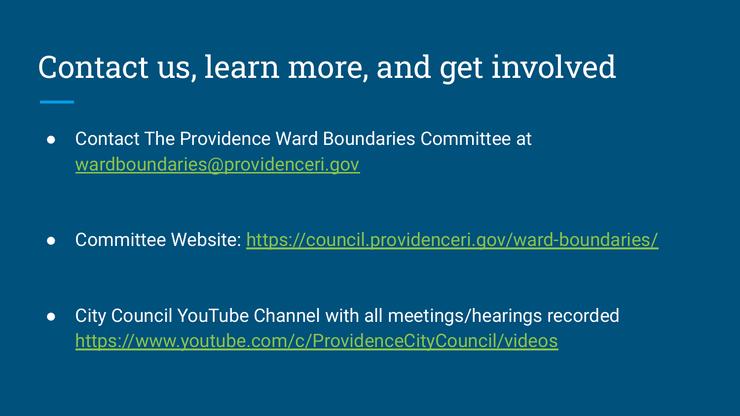# Contact us, learn more, and get involved

- Contact The Providence Ward Boundaries Committee at wardboundaries@providenceri.gov

- Committee Website: https://council.providenceri.gov/ward-boundaries/

- City Council YouTube Channel with all meetings/hearings recorded https://www.youtube.com/c/ProvidenceCityCouncil/videos